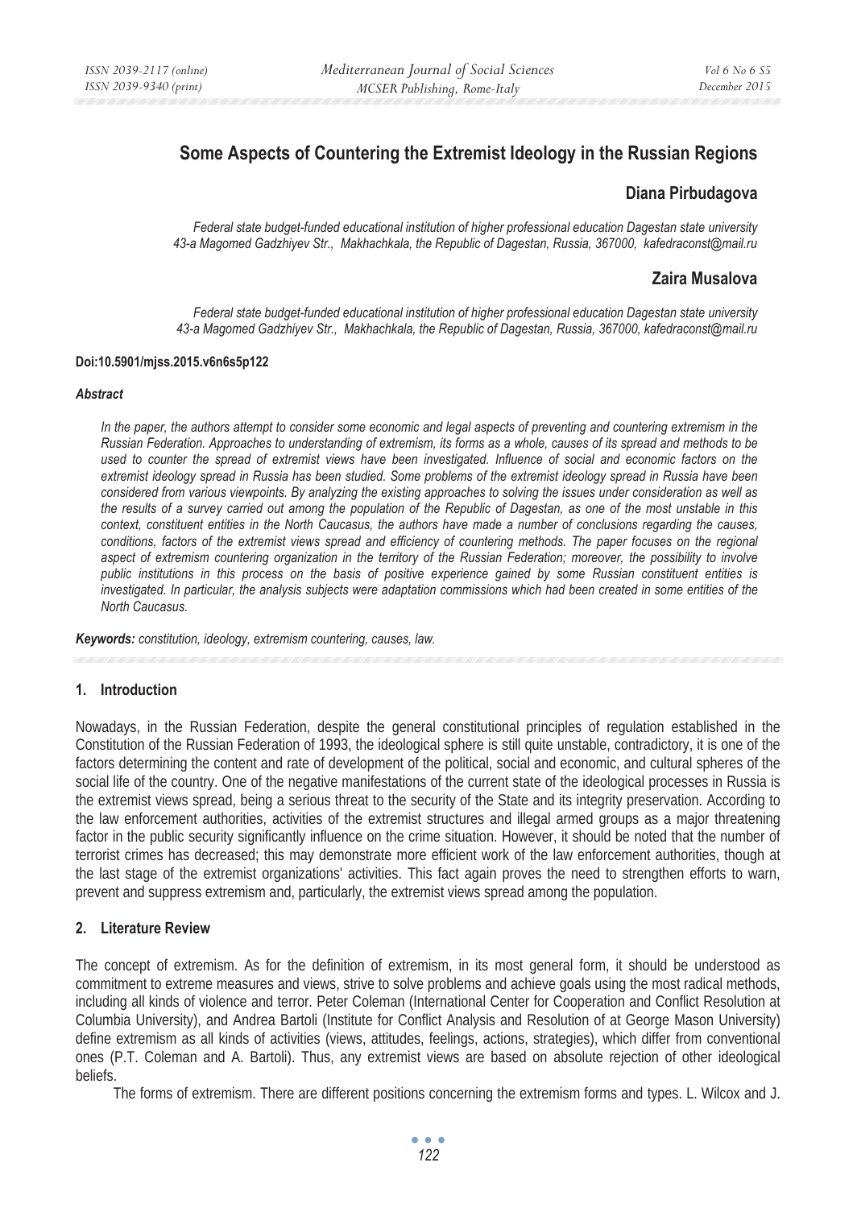# Some Aspects of Countering the Extremist Ideology in the Russian Regions

## Diana Pirbudagova

*Federal state budget-funded educational institution of higher professional education Dagestan state university 43-a Magomed Gadzhiyev Str., Makhachkala, the Republic of Dagestan, Russia, 367000, kafedraconst@mail.ru*

## Zaira Musalova

*Federal state budget-funded educational institution of higher professional education Dagestan state university 43-a Magomed Gadzhiyev Str., Makhachkala, the Republic of Dagestan, Russia, 367000, kafedraconst@mail.ru*

**Doi:10.5901/mjss.2015.v6n6s5p122**

### *Abstract*

*In the paper, the authors attempt to consider some economic and legal aspects of preventing and countering extremism in the Russian Federation. Approaches to understanding of extremism, its forms as a whole, causes of its spread and methods to be used to counter the spread of extremist views have been investigated. Influence of social and economic factors on the extremist ideology spread in Russia has been studied. Some problems of the extremist ideology spread in Russia have been considered from various viewpoints. By analyzing the existing approaches to solving the issues under consideration as well as the results of a survey carried out among the population of the Republic of Dagestan, as one of the most unstable in this context, constituent entities in the North Caucasus, the authors have made a number of conclusions regarding the causes, conditions, factors of the extremist views spread and efficiency of countering methods. The paper focuses on the regional aspect of extremism countering organization in the territory of the Russian Federation; moreover, the possibility to involve public institutions in this process on the basis of positive experience gained by some Russian constituent entities is investigated. In particular, the analysis subjects were adaptation commissions which had been created in some entities of the North Caucasus.*

***Keywords:*** *constitution, ideology, extremism countering, causes, law.*

## 1. Introduction

Nowadays, in the Russian Federation, despite the general constitutional principles of regulation established in the Constitution of the Russian Federation of 1993, the ideological sphere is still quite unstable, contradictory, it is one of the factors determining the content and rate of development of the political, social and economic, and cultural spheres of the social life of the country. One of the negative manifestations of the current state of the ideological processes in Russia is the extremist views spread, being a serious threat to the security of the State and its integrity preservation. According to the law enforcement authorities, activities of the extremist structures and illegal armed groups as a major threatening factor in the public security significantly influence on the crime situation. However, it should be noted that the number of terrorist crimes has decreased; this may demonstrate more efficient work of the law enforcement authorities, though at the last stage of the extremist organizations' activities. This fact again proves the need to strengthen efforts to warn, prevent and suppress extremism and, particularly, the extremist views spread among the population.

## 2. Literature Review

The concept of extremism. As for the definition of extremism, in its most general form, it should be understood as commitment to extreme measures and views, strive to solve problems and achieve goals using the most radical methods, including all kinds of violence and terror. Peter Coleman (International Center for Cooperation and Conflict Resolution at Columbia University), and Andrea Bartoli (Institute for Conflict Analysis and Resolution of at George Mason University) define extremism as all kinds of activities (views, attitudes, feelings, actions, strategies), which differ from conventional ones (P.T. Coleman and A. Bartoli). Thus, any extremist views are based on absolute rejection of other ideological beliefs.

The forms of extremism. There are different positions concerning the extremism forms and types. L. Wilcox and J.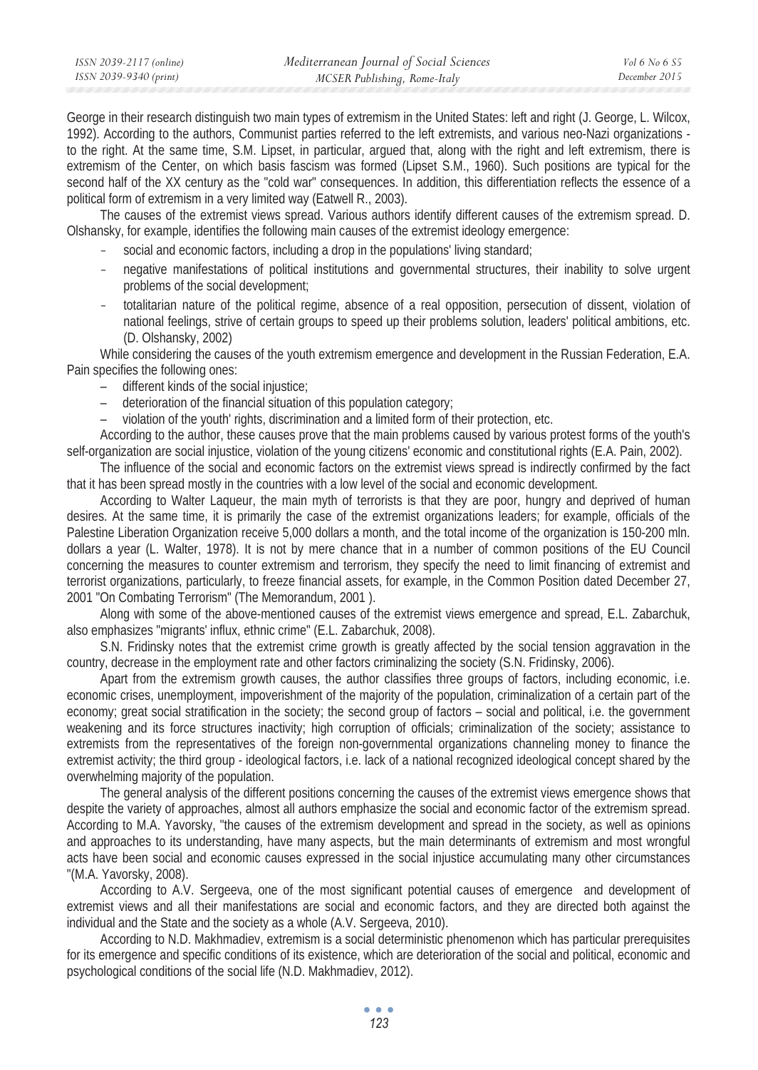George in their research distinguish two main types of extremism in the United States: left and right (J. George, L. Wilcox, 1992). According to the authors, Communist parties referred to the left extremists, and various neo-Nazi organizations - to the right. At the same time, S.M. Lipset, in particular, argued that, along with the right and left extremism, there is extremism of the Center, on which basis fascism was formed (Lipset S.M., 1960). Such positions are typical for the second half of the XX century as the "cold war" consequences. In addition, this differentiation reflects the essence of a political form of extremism in a very limited way (Eatwell R., 2003).

The causes of the extremist views spread. Various authors identify different causes of the extremism spread. D. Olshansky, for example, identifies the following main causes of the extremist ideology emergence:

- social and economic factors, including a drop in the populations' living standard;
- negative manifestations of political institutions and governmental structures, their inability to solve urgent problems of the social development;
- totalitarian nature of the political regime, absence of a real opposition, persecution of dissent, violation of national feelings, strive of certain groups to speed up their problems solution, leaders' political ambitions, etc. (D. Olshansky, 2002)

While considering the causes of the youth extremism emergence and development in the Russian Federation, E.A. Pain specifies the following ones:

- different kinds of the social injustice;
- deterioration of the financial situation of this population category;
- violation of the youth' rights, discrimination and a limited form of their protection, etc.

According to the author, these causes prove that the main problems caused by various protest forms of the youth's self-organization are social injustice, violation of the young citizens' economic and constitutional rights (E.A. Pain, 2002).

The influence of the social and economic factors on the extremist views spread is indirectly confirmed by the fact that it has been spread mostly in the countries with a low level of the social and economic development.

According to Walter Laqueur, the main myth of terrorists is that they are poor, hungry and deprived of human desires. At the same time, it is primarily the case of the extremist organizations leaders; for example, officials of the Palestine Liberation Organization receive 5,000 dollars a month, and the total income of the organization is 150-200 mln. dollars a year (L. Walter, 1978). It is not by mere chance that in a number of common positions of the EU Council concerning the measures to counter extremism and terrorism, they specify the need to limit financing of extremist and terrorist organizations, particularly, to freeze financial assets, for example, in the Common Position dated December 27, 2001 "On Combating Terrorism" (The Memorandum, 2001 ).

Along with some of the above-mentioned causes of the extremist views emergence and spread, E.L. Zabarchuk, also emphasizes "migrants' influx, ethnic crime" (E.L. Zabarchuk, 2008).

S.N. Fridinsky notes that the extremist crime growth is greatly affected by the social tension aggravation in the country, decrease in the employment rate and other factors criminalizing the society (S.N. Fridinsky, 2006).

Apart from the extremism growth causes, the author classifies three groups of factors, including economic, i.e. economic crises, unemployment, impoverishment of the majority of the population, criminalization of a certain part of the economy; great social stratification in the society; the second group of factors – social and political, i.e. the government weakening and its force structures inactivity; high corruption of officials; criminalization of the society; assistance to extremists from the representatives of the foreign non-governmental organizations channeling money to finance the extremist activity; the third group - ideological factors, i.e. lack of a national recognized ideological concept shared by the overwhelming majority of the population.

The general analysis of the different positions concerning the causes of the extremist views emergence shows that despite the variety of approaches, almost all authors emphasize the social and economic factor of the extremism spread. According to M.A. Yavorsky, "the causes of the extremism development and spread in the society, as well as opinions and approaches to its understanding, have many aspects, but the main determinants of extremism and most wrongful acts have been social and economic causes expressed in the social injustice accumulating many other circumstances "(M.A. Yavorsky, 2008).

According to A.V. Sergeeva, one of the most significant potential causes of emergence and development of extremist views and all their manifestations are social and economic factors, and they are directed both against the individual and the State and the society as a whole (A.V. Sergeeva, 2010).

According to N.D. Makhmadiev, extremism is a social deterministic phenomenon which has particular prerequisites for its emergence and specific conditions of its existence, which are deterioration of the social and political, economic and psychological conditions of the social life (N.D. Makhmadiev, 2012).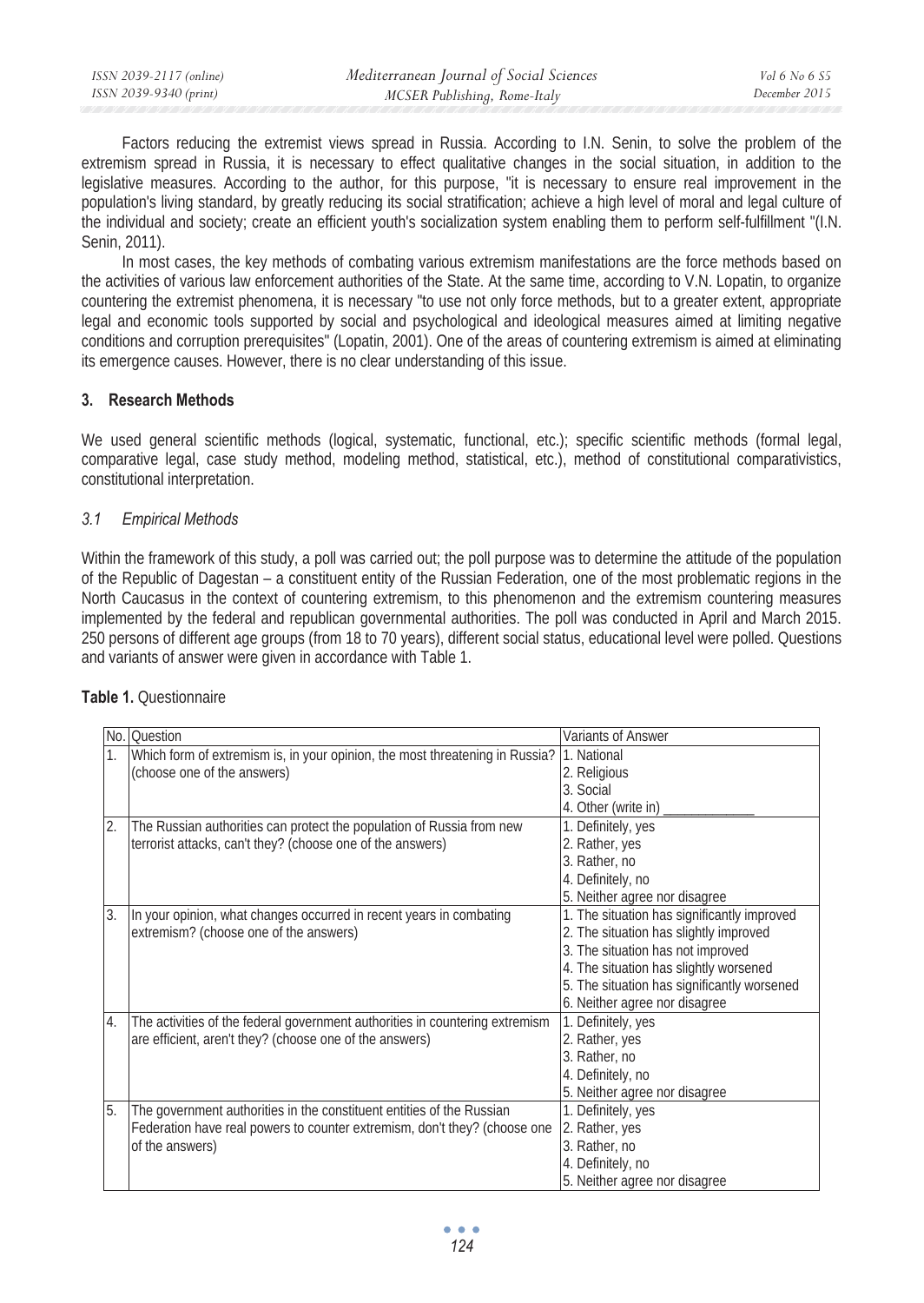Factors reducing the extremist views spread in Russia. According to I.N. Senin, to solve the problem of the extremism spread in Russia, it is necessary to effect qualitative changes in the social situation, in addition to the legislative measures. According to the author, for this purpose, "it is necessary to ensure real improvement in the population's living standard, by greatly reducing its social stratification; achieve a high level of moral and legal culture of the individual and society; create an efficient youth's socialization system enabling them to perform self-fulfillment "(I.N. Senin, 2011).

In most cases, the key methods of combating various extremism manifestations are the force methods based on the activities of various law enforcement authorities of the State. At the same time, according to V.N. Lopatin, to organize countering the extremist phenomena, it is necessary "to use not only force methods, but to a greater extent, appropriate legal and economic tools supported by social and psychological and ideological measures aimed at limiting negative conditions and corruption prerequisites" (Lopatin, 2001). One of the areas of countering extremism is aimed at eliminating its emergence causes. However, there is no clear understanding of this issue.

## 3. Research Methods

We used general scientific methods (logical, systematic, functional, etc.); specific scientific methods (formal legal, comparative legal, case study method, modeling method, statistical, etc.), method of constitutional comparativistics, constitutional interpretation.

### *3.1 Empirical Methods*

Within the framework of this study, a poll was carried out; the poll purpose was to determine the attitude of the population of the Republic of Dagestan – a constituent entity of the Russian Federation, one of the most problematic regions in the North Caucasus in the context of countering extremism, to this phenomenon and the extremism countering measures implemented by the federal and republican governmental authorities. The poll was conducted in April and March 2015. 250 persons of different age groups (from 18 to 70 years), different social status, educational level were polled. Questions and variants of answer were given in accordance with Table 1.

**Table 1.** Questionnaire

| No. | Question | Variants of Answer |
|---|---|---|
| 1. | Which form of extremism is, in your opinion, the most threatening in Russia? (choose one of the answers) | 1. National<br>2. Religious<br>3. Social<br>4. Other (write in) ____________ |
| 2. | The Russian authorities can protect the population of Russia from new terrorist attacks, can't they? (choose one of the answers) | 1. Definitely, yes<br>2. Rather, yes<br>3. Rather, no<br>4. Definitely, no<br>5. Neither agree nor disagree |
| 3. | In your opinion, what changes occurred in recent years in combating extremism? (choose one of the answers) | 1. The situation has significantly improved<br>2. The situation has slightly improved<br>3. The situation has not improved<br>4. The situation has slightly worsened<br>5. The situation has significantly worsened<br>6. Neither agree nor disagree |
| 4. | The activities of the federal government authorities in countering extremism are efficient, aren't they? (choose one of the answers) | 1. Definitely, yes<br>2. Rather, yes<br>3. Rather, no<br>4. Definitely, no<br>5. Neither agree nor disagree |
| 5. | The government authorities in the constituent entities of the Russian Federation have real powers to counter extremism, don't they? (choose one of the answers) | 1. Definitely, yes<br>2. Rather, yes<br>3. Rather, no<br>4. Definitely, no<br>5. Neither agree nor disagree |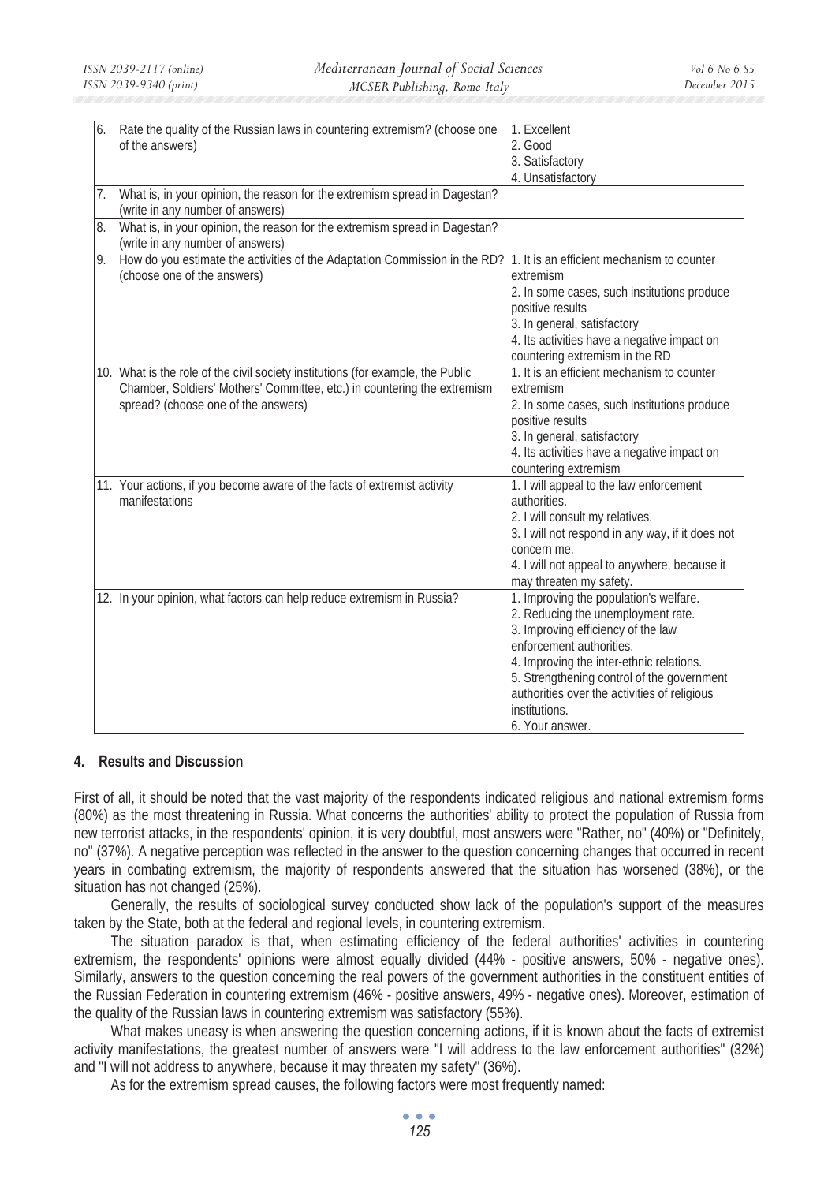| | | |
|---|---|---|
| 6. | Rate the quality of the Russian laws in countering extremism? (choose one of the answers) | 1. Excellent<br>2. Good<br>3. Satisfactory<br>4. Unsatisfactory |
| 7. | What is, in your opinion, the reason for the extremism spread in Dagestan? (write in any number of answers) | |
| 8. | What is, in your opinion, the reason for the extremism spread in Dagestan? (write in any number of answers) | |
| 9. | How do you estimate the activities of the Adaptation Commission in the RD? (choose one of the answers) | 1. It is an efficient mechanism to counter extremism<br>2. In some cases, such institutions produce positive results<br>3. In general, satisfactory<br>4. Its activities have a negative impact on countering extremism in the RD |
| 10. | What is the role of the civil society institutions (for example, the Public Chamber, Soldiers' Mothers' Committee, etc.) in countering the extremism spread? (choose one of the answers) | 1. It is an efficient mechanism to counter extremism<br>2. In some cases, such institutions produce positive results<br>3. In general, satisfactory<br>4. Its activities have a negative impact on countering extremism |
| 11. | Your actions, if you become aware of the facts of extremist activity manifestations | 1. I will appeal to the law enforcement authorities.<br>2. I will consult my relatives.<br>3. I will not respond in any way, if it does not concern me.<br>4. I will not appeal to anywhere, because it may threaten my safety. |
| 12. | In your opinion, what factors can help reduce extremism in Russia? | 1. Improving the population's welfare.<br>2. Reducing the unemployment rate.<br>3. Improving efficiency of the law enforcement authorities.<br>4. Improving the inter-ethnic relations.<br>5. Strengthening control of the government authorities over the activities of religious institutions.<br>6. Your answer. |

## 4. Results and Discussion

First of all, it should be noted that the vast majority of the respondents indicated religious and national extremism forms (80%) as the most threatening in Russia. What concerns the authorities' ability to protect the population of Russia from new terrorist attacks, in the respondents' opinion, it is very doubtful, most answers were "Rather, no" (40%) or "Definitely, no" (37%). A negative perception was reflected in the answer to the question concerning changes that occurred in recent years in combating extremism, the majority of respondents answered that the situation has worsened (38%), or the situation has not changed (25%).

Generally, the results of sociological survey conducted show lack of the population's support of the measures taken by the State, both at the federal and regional levels, in countering extremism.

The situation paradox is that, when estimating efficiency of the federal authorities' activities in countering extremism, the respondents' opinions were almost equally divided (44% - positive answers, 50% - negative ones). Similarly, answers to the question concerning the real powers of the government authorities in the constituent entities of the Russian Federation in countering extremism (46% - positive answers, 49% - negative ones). Moreover, estimation of the quality of the Russian laws in countering extremism was satisfactory (55%).

What makes uneasy is when answering the question concerning actions, if it is known about the facts of extremist activity manifestations, the greatest number of answers were "I will address to the law enforcement authorities" (32%) and "I will not address to anywhere, because it may threaten my safety" (36%).

As for the extremism spread causes, the following factors were most frequently named: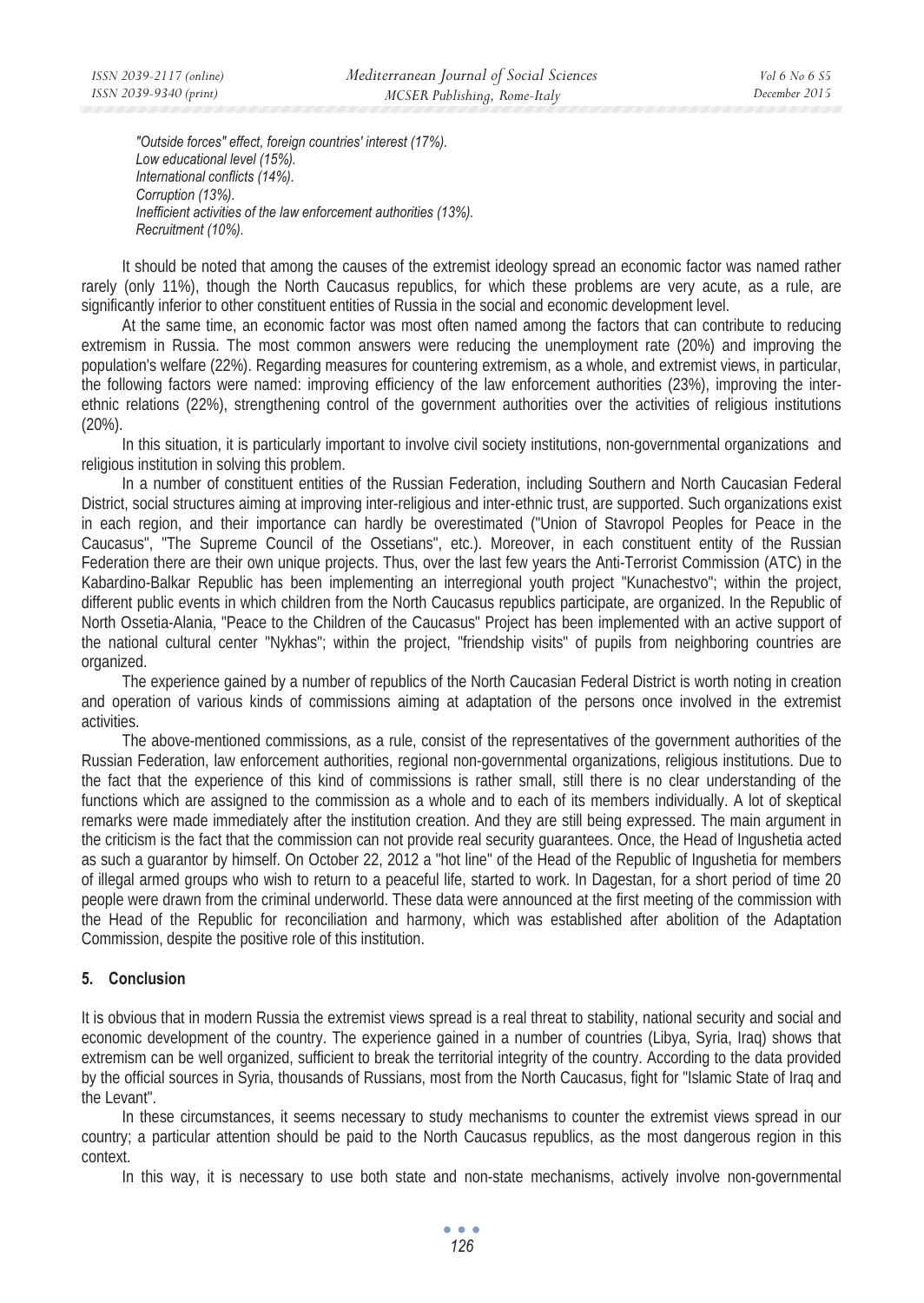*"Outside forces" effect, foreign countries' interest (17%).*
*Low educational level (15%).*
*International conflicts (14%).*
*Corruption (13%).*
*Inefficient activities of the law enforcement authorities (13%).*
*Recruitment (10%).*

It should be noted that among the causes of the extremist ideology spread an economic factor was named rather rarely (only 11%), though the North Caucasus republics, for which these problems are very acute, as a rule, are significantly inferior to other constituent entities of Russia in the social and economic development level.

At the same time, an economic factor was most often named among the factors that can contribute to reducing extremism in Russia. The most common answers were reducing the unemployment rate (20%) and improving the population's welfare (22%). Regarding measures for countering extremism, as a whole, and extremist views, in particular, the following factors were named: improving efficiency of the law enforcement authorities (23%), improving the inter-ethnic relations (22%), strengthening control of the government authorities over the activities of religious institutions (20%).

In this situation, it is particularly important to involve civil society institutions, non-governmental organizations and religious institution in solving this problem.

In a number of constituent entities of the Russian Federation, including Southern and North Caucasian Federal District, social structures aiming at improving inter-religious and inter-ethnic trust, are supported. Such organizations exist in each region, and their importance can hardly be overestimated ("Union of Stavropol Peoples for Peace in the Caucasus", "The Supreme Council of the Ossetians", etc.). Moreover, in each constituent entity of the Russian Federation there are their own unique projects. Thus, over the last few years the Anti-Terrorist Commission (ATC) in the Kabardino-Balkar Republic has been implementing an interregional youth project "Kunachestvo"; within the project, different public events in which children from the North Caucasus republics participate, are organized. In the Republic of North Ossetia-Alania, "Peace to the Children of the Caucasus" Project has been implemented with an active support of the national cultural center "Nykhas"; within the project, "friendship visits" of pupils from neighboring countries are organized.

The experience gained by a number of republics of the North Caucasian Federal District is worth noting in creation and operation of various kinds of commissions aiming at adaptation of the persons once involved in the extremist activities.

The above-mentioned commissions, as a rule, consist of the representatives of the government authorities of the Russian Federation, law enforcement authorities, regional non-governmental organizations, religious institutions. Due to the fact that the experience of this kind of commissions is rather small, still there is no clear understanding of the functions which are assigned to the commission as a whole and to each of its members individually. A lot of skeptical remarks were made immediately after the institution creation. And they are still being expressed. The main argument in the criticism is the fact that the commission can not provide real security guarantees. Once, the Head of Ingushetia acted as such a guarantor by himself. On October 22, 2012 a "hot line" of the Head of the Republic of Ingushetia for members of illegal armed groups who wish to return to a peaceful life, started to work. In Dagestan, for a short period of time 20 people were drawn from the criminal underworld. These data were announced at the first meeting of the commission with the Head of the Republic for reconciliation and harmony, which was established after abolition of the Adaptation Commission, despite the positive role of this institution.

## 5. Conclusion

It is obvious that in modern Russia the extremist views spread is a real threat to stability, national security and social and economic development of the country. The experience gained in a number of countries (Libya, Syria, Iraq) shows that extremism can be well organized, sufficient to break the territorial integrity of the country. According to the data provided by the official sources in Syria, thousands of Russians, most from the North Caucasus, fight for "Islamic State of Iraq and the Levant".

In these circumstances, it seems necessary to study mechanisms to counter the extremist views spread in our country; a particular attention should be paid to the North Caucasus republics, as the most dangerous region in this context.

In this way, it is necessary to use both state and non-state mechanisms, actively involve non-governmental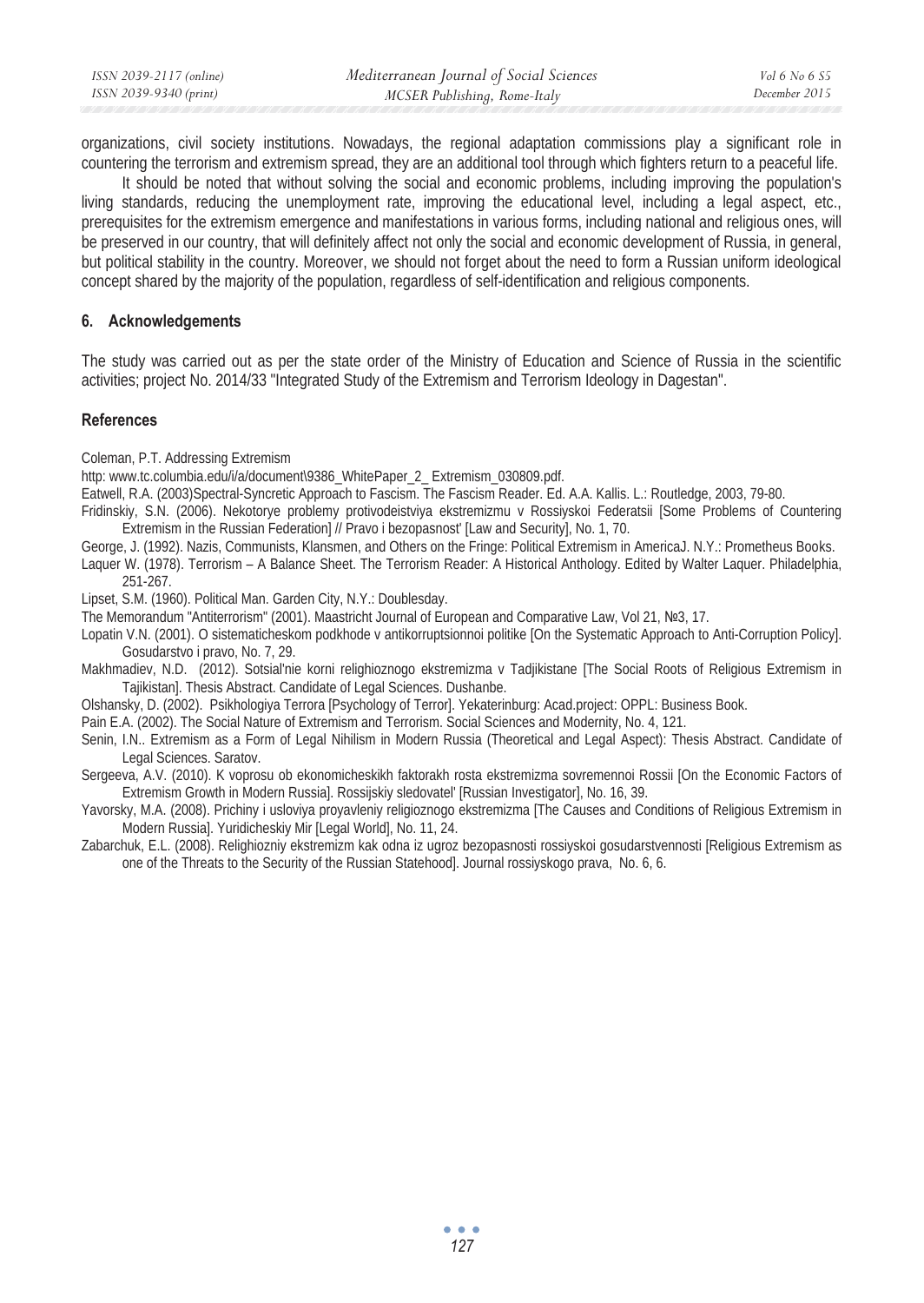organizations, civil society institutions. Nowadays, the regional adaptation commissions play a significant role in countering the terrorism and extremism spread, they are an additional tool through which fighters return to a peaceful life.

It should be noted that without solving the social and economic problems, including improving the population's living standards, reducing the unemployment rate, improving the educational level, including a legal aspect, etc., prerequisites for the extremism emergence and manifestations in various forms, including national and religious ones, will be preserved in our country, that will definitely affect not only the social and economic development of Russia, in general, but political stability in the country. Moreover, we should not forget about the need to form a Russian uniform ideological concept shared by the majority of the population, regardless of self-identification and religious components.

## 6. Acknowledgements

The study was carried out as per the state order of the Ministry of Education and Science of Russia in the scientific activities; project No. 2014/33 "Integrated Study of the Extremism and Terrorism Ideology in Dagestan".

## References

Coleman, P.T. Addressing Extremism

http: www.tc.columbia.edu/i/a/document\9386_WhitePaper_2_ Extremism_030809.pdf.

Eatwell, R.A. (2003)Spectral-Syncretic Approach to Fascism. The Fascism Reader. Ed. A.A. Kallis. L.: Routledge, 2003, 79-80.

Fridinskiy, S.N. (2006). Nekotorye problemy protivodeistviya ekstremizmu v Rossiyskoi Federatsii [Some Problems of Countering Extremism in the Russian Federation] // Pravo i bezopasnost' [Law and Security], No. 1, 70.

George, J. (1992). Nazis, Communists, Klansmen, and Others on the Fringe: Political Extremism in AmericaJ. N.Y.: Prometheus Books.

Laquer W. (1978). Terrorism – A Balance Sheet. The Terrorism Reader: A Historical Anthology. Edited by Walter Laquer. Philadelphia, 251-267.

Lipset, S.M. (1960). Political Man. Garden City, N.Y.: Doublesday.

The Memorandum "Antiterrorism" (2001). Maastricht Journal of European and Comparative Law, Vol 21, №3, 17.

Lopatin V.N. (2001). O sistematicheskom podkhode v antikorruptsionnoi politike [On the Systematic Approach to Anti-Corruption Policy]. Gosudarstvo i pravo, No. 7, 29.

Makhmadiev, N.D. (2012). Sotsial'nie korni relighioznogo ekstremizma v Tadjikistane [The Social Roots of Religious Extremism in Tajikistan]. Thesis Abstract. Candidate of Legal Sciences. Dushanbe.

Olshansky, D. (2002). Psikhologiya Terrora [Psychology of Terror]. Yekaterinburg: Acad.project: OPPL: Business Book.

Pain E.A. (2002). The Social Nature of Extremism and Terrorism. Social Sciences and Modernity, No. 4, 121.

Senin, I.N.. Extremism as a Form of Legal Nihilism in Modern Russia (Theoretical and Legal Aspect): Thesis Abstract. Candidate of Legal Sciences. Saratov.

Sergeeva, A.V. (2010). K voprosu ob ekonomicheskikh faktorakh rosta ekstremizma sovremennoi Rossii [On the Economic Factors of Extremism Growth in Modern Russia]. Rossijskiy sledovatel' [Russian Investigator], No. 16, 39.

Yavorsky, M.A. (2008). Prichiny i usloviya proyavleniy religioznogo ekstremizma [The Causes and Conditions of Religious Extremism in Modern Russia]. Yuridicheskiy Mir [Legal World], No. 11, 24.

Zabarchuk, E.L. (2008). Relighiozniy ekstremizm kak odna iz ugroz bezopasnosti rossiyskoi gosudarstvennosti [Religious Extremism as one of the Threats to the Security of the Russian Statehood]. Journal rossiyskogo prava, No. 6, 6.